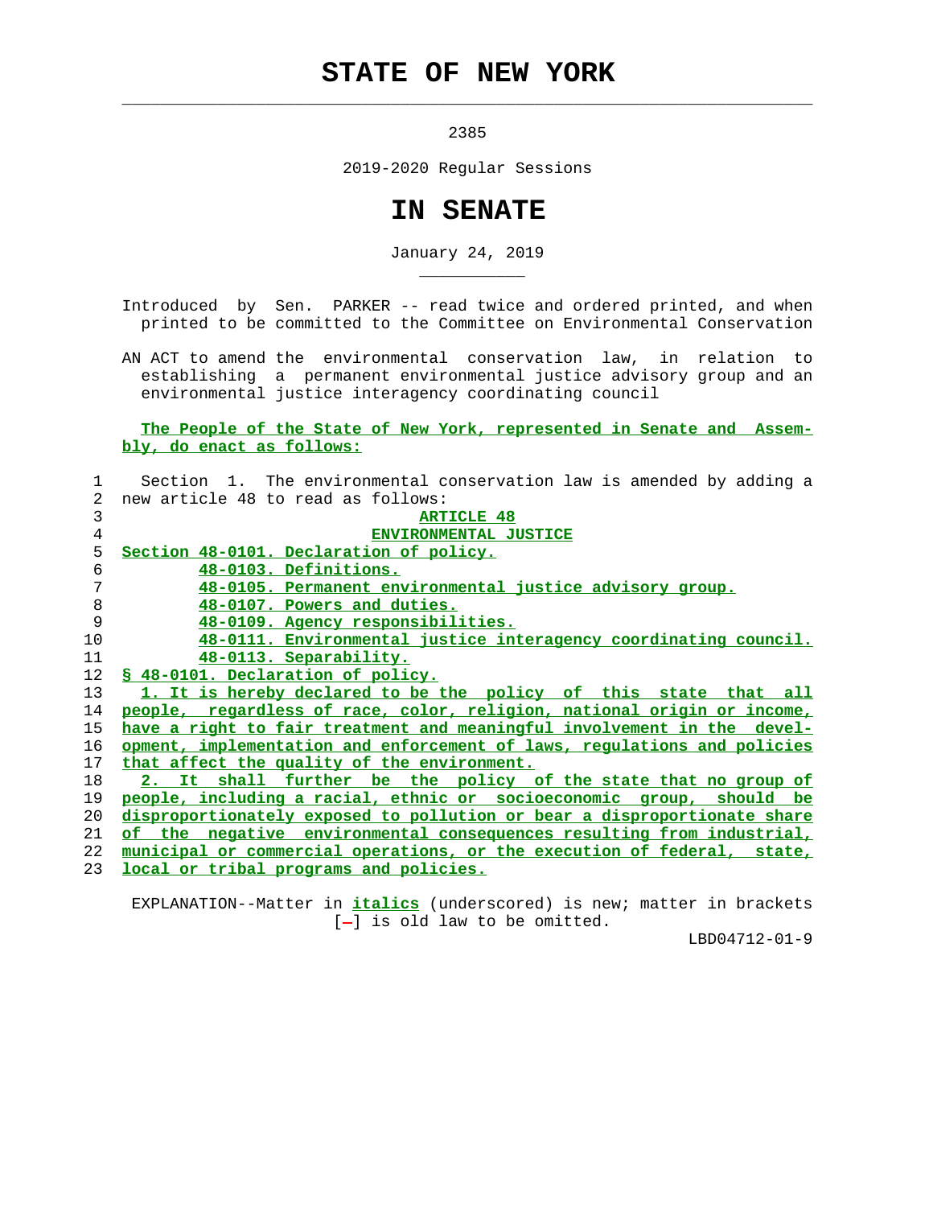# STATE OF NEW YORK

2385

2019-2020 Regular Sessions

# IN SENATE

January 24, 2019

Introduced by Sen. PARKER -- read twice and ordered printed, and when printed to be committed to the Committee on Environmental Conservation

AN ACT to amend the environmental conservation law, in relation to establishing a permanent environmental justice advisory group and an environmental justice interagency coordinating council

**The People of the State of New York, represented in Senate and Assembly, do enact as follows:**

Section 1. The environmental conservation law is amended by adding a new article 48 to read as follows:

**ARTICLE 48**

**ENVIRONMENTAL JUSTICE**

**Section 48-0101. Declaration of policy.**
**48-0103. Definitions.**
**48-0105. Permanent environmental justice advisory group.**
**48-0107. Powers and duties.**
**48-0109. Agency responsibilities.**
**48-0111. Environmental justice interagency coordinating council.**
**48-0113. Separability.**

**§ 48-0101. Declaration of policy.**

**1. It is hereby declared to be the policy of this state that all people, regardless of race, color, religion, national origin or income, have a right to fair treatment and meaningful involvement in the development, implementation and enforcement of laws, regulations and policies that affect the quality of the environment.**

**2. It shall further be the policy of the state that no group of people, including a racial, ethnic or socioeconomic group, should be disproportionately exposed to pollution or bear a disproportionate share of the negative environmental consequences resulting from industrial, municipal or commercial operations, or the execution of federal, state, local or tribal programs and policies.**

EXPLANATION--Matter in ***italics*** (underscored) is new; matter in brackets [-] is old law to be omitted.

LBD04712-01-9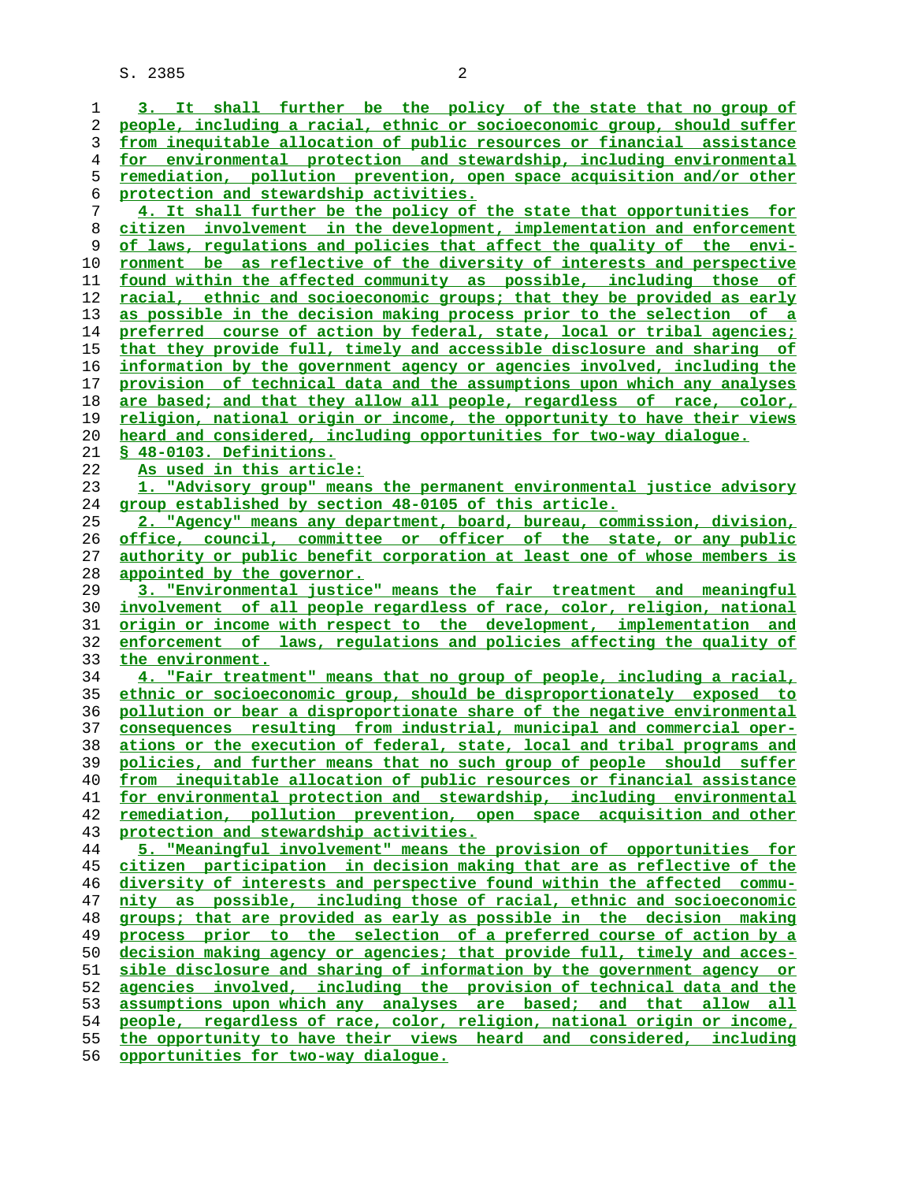3. It shall further be the policy of the state that no group of people, including a racial, ethnic or socioeconomic group, should suffer from inequitable allocation of public resources or financial assistance for environmental protection and stewardship, including environmental remediation, pollution prevention, open space acquisition and/or other protection and stewardship activities.

4. It shall further be the policy of the state that opportunities for citizen involvement in the development, implementation and enforcement of laws, regulations and policies that affect the quality of the environment be as reflective of the diversity of interests and perspective found within the affected community as possible, including those of racial, ethnic and socioeconomic groups; that they be provided as early as possible in the decision making process prior to the selection of a preferred course of action by federal, state, local or tribal agencies; that they provide full, timely and accessible disclosure and sharing of information by the government agency or agencies involved, including the provision of technical data and the assumptions upon which any analyses are based; and that they allow all people, regardless of race, color, religion, national origin or income, the opportunity to have their views heard and considered, including opportunities for two-way dialogue.

§ 48-0103. Definitions.

As used in this article:

1. "Advisory group" means the permanent environmental justice advisory group established by section 48-0105 of this article.

2. "Agency" means any department, board, bureau, commission, division, office, council, committee or officer of the state, or any public authority or public benefit corporation at least one of whose members is appointed by the governor.

3. "Environmental justice" means the fair treatment and meaningful involvement of all people regardless of race, color, religion, national origin or income with respect to the development, implementation and enforcement of laws, regulations and policies affecting the quality of the environment.

4. "Fair treatment" means that no group of people, including a racial, ethnic or socioeconomic group, should be disproportionately exposed to pollution or bear a disproportionate share of the negative environmental consequences resulting from industrial, municipal and commercial operations or the execution of federal, state, local and tribal programs and policies, and further means that no such group of people should suffer from inequitable allocation of public resources or financial assistance for environmental protection and stewardship, including environmental remediation, pollution prevention, open space acquisition and other protection and stewardship activities.

5. "Meaningful involvement" means the provision of opportunities for citizen participation in decision making that are as reflective of the diversity of interests and perspective found within the affected community as possible, including those of racial, ethnic and socioeconomic groups; that are provided as early as possible in the decision making process prior to the selection of a preferred course of action by a decision making agency or agencies; that provide full, timely and accessible disclosure and sharing of information by the government agency or agencies involved, including the provision of technical data and the assumptions upon which any analyses are based; and that allow all people, regardless of race, color, religion, national origin or income, the opportunity to have their views heard and considered, including opportunities for two-way dialogue.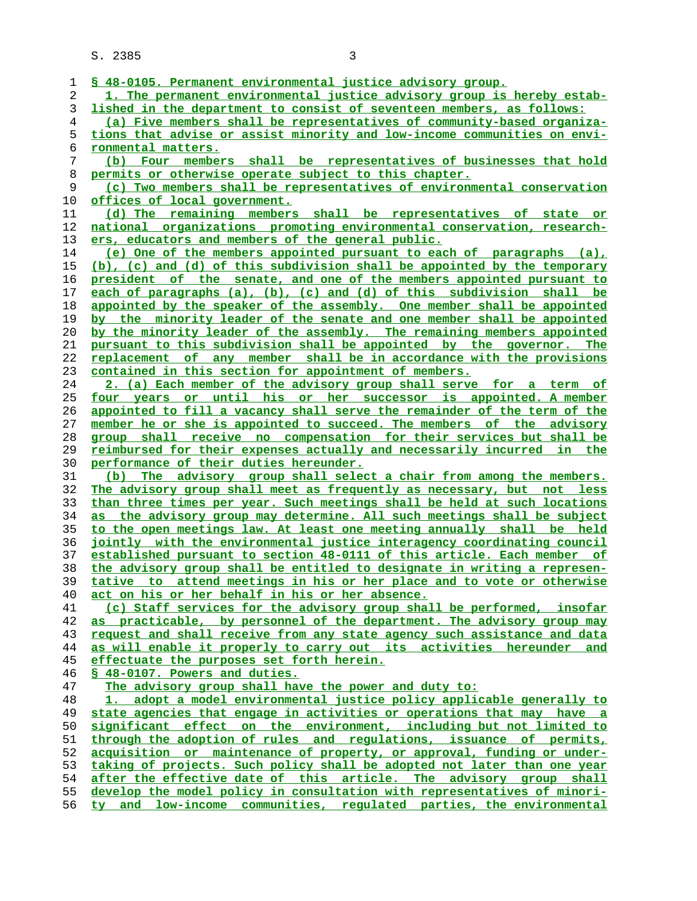§ 48-0105. Permanent environmental justice advisory group.

1. The permanent environmental justice advisory group is hereby established in the department to consist of seventeen members, as follows:

(a) Five members shall be representatives of community-based organizations that advise or assist minority and low-income communities on environmental matters.

(b) Four members shall be representatives of businesses that hold permits or otherwise operate subject to this chapter.

(c) Two members shall be representatives of environmental conservation offices of local government.

(d) The remaining members shall be representatives of state or national organizations promoting environmental conservation, researchers, educators and members of the general public.

(e) One of the members appointed pursuant to each of paragraphs (a), (b), (c) and (d) of this subdivision shall be appointed by the temporary president of the senate, and one of the members appointed pursuant to each of paragraphs (a), (b), (c) and (d) of this subdivision shall be appointed by the speaker of the assembly. One member shall be appointed by the minority leader of the senate and one member shall be appointed by the minority leader of the assembly. The remaining members appointed pursuant to this subdivision shall be appointed by the governor. The replacement of any member shall be in accordance with the provisions contained in this section for appointment of members.

2. (a) Each member of the advisory group shall serve for a term of four years or until his or her successor is appointed. A member appointed to fill a vacancy shall serve the remainder of the term of the member he or she is appointed to succeed. The members of the advisory group shall receive no compensation for their services but shall be reimbursed for their expenses actually and necessarily incurred in the performance of their duties hereunder.

(b) The advisory group shall select a chair from among the members. The advisory group shall meet as frequently as necessary, but not less than three times per year. Such meetings shall be held at such locations as the advisory group may determine. All such meetings shall be subject to the open meetings law. At least one meeting annually shall be held jointly with the environmental justice interagency coordinating council established pursuant to section 48-0111 of this article. Each member of the advisory group shall be entitled to designate in writing a representative to attend meetings in his or her place and to vote or otherwise act on his or her behalf in his or her absence.

(c) Staff services for the advisory group shall be performed, insofar as practicable, by personnel of the department. The advisory group may request and shall receive from any state agency such assistance and data as will enable it properly to carry out its activities hereunder and effectuate the purposes set forth herein.

§ 48-0107. Powers and duties.

The advisory group shall have the power and duty to:

1. adopt a model environmental justice policy applicable generally to state agencies that engage in activities or operations that may have a significant effect on the environment, including but not limited to through the adoption of rules and regulations, issuance of permits, acquisition or maintenance of property, or approval, funding or undertaking of projects. Such policy shall be adopted not later than one year after the effective date of this article. The advisory group shall develop the model policy in consultation with representatives of minority and low-income communities, regulated parties, the environmental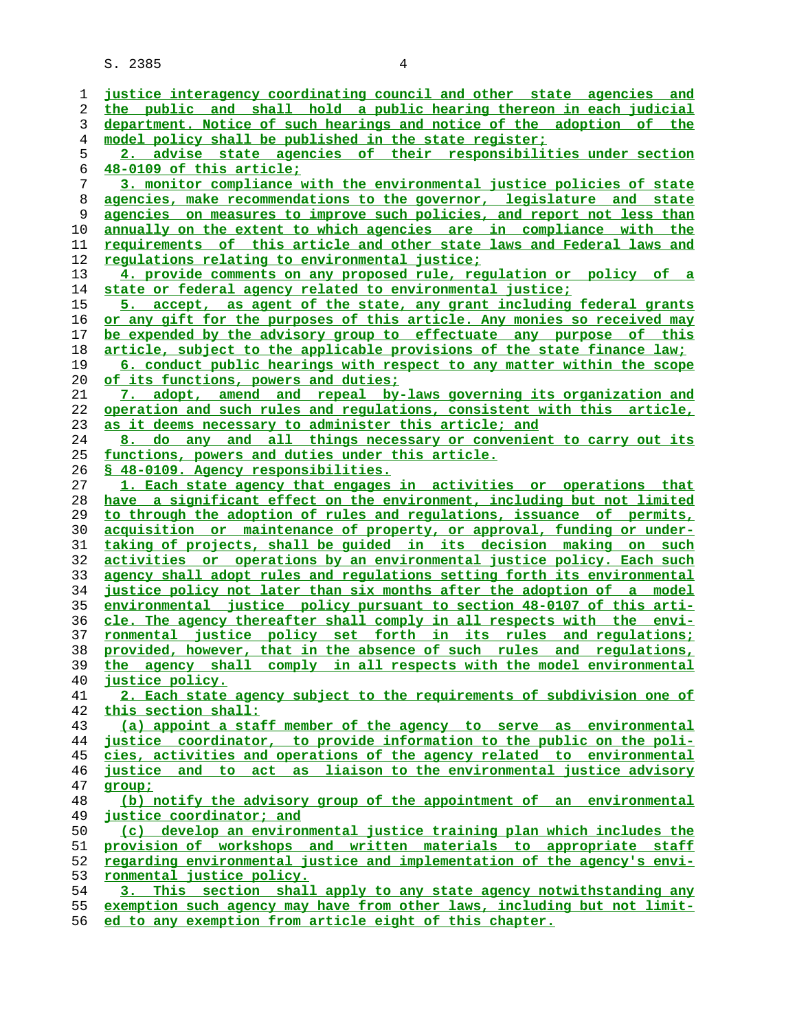justice interagency coordinating council and other state agencies and the public and shall hold a public hearing thereon in each judicial department. Notice of such hearings and notice of the adoption of the model policy shall be published in the state register;

2. advise state agencies of their responsibilities under section 48-0109 of this article;

3. monitor compliance with the environmental justice policies of state agencies, make recommendations to the governor, legislature and state agencies on measures to improve such policies, and report not less than annually on the extent to which agencies are in compliance with the requirements of this article and other state laws and Federal laws and regulations relating to environmental justice;

4. provide comments on any proposed rule, regulation or policy of a state or federal agency related to environmental justice;

5. accept, as agent of the state, any grant including federal grants or any gift for the purposes of this article. Any monies so received may be expended by the advisory group to effectuate any purpose of this article, subject to the applicable provisions of the state finance law;

6. conduct public hearings with respect to any matter within the scope of its functions, powers and duties;

7. adopt, amend and repeal by-laws governing its organization and operation and such rules and regulations, consistent with this article, as it deems necessary to administer this article; and

8. do any and all things necessary or convenient to carry out its functions, powers and duties under this article.

§ 48-0109. Agency responsibilities.

1. Each state agency that engages in activities or operations that have a significant effect on the environment, including but not limited to through the adoption of rules and regulations, issuance of permits, acquisition or maintenance of property, or approval, funding or undertaking of projects, shall be guided in its decision making on such activities or operations by an environmental justice policy. Each such agency shall adopt rules and regulations setting forth its environmental justice policy not later than six months after the adoption of a model environmental justice policy pursuant to section 48-0107 of this article. The agency thereafter shall comply in all respects with the environmental justice policy set forth in its rules and regulations; provided, however, that in the absence of such rules and regulations, the agency shall comply in all respects with the model environmental justice policy.

2. Each state agency subject to the requirements of subdivision one of this section shall:

(a) appoint a staff member of the agency to serve as environmental justice coordinator, to provide information to the public on the policies, activities and operations of the agency related to environmental justice and to act as liaison to the environmental justice advisory group;

(b) notify the advisory group of the appointment of an environmental justice coordinator; and

(c) develop an environmental justice training plan which includes the provision of workshops and written materials to appropriate staff regarding environmental justice and implementation of the agency's environmental justice policy.

3. This section shall apply to any state agency notwithstanding any exemption such agency may have from other laws, including but not limited to any exemption from article eight of this chapter.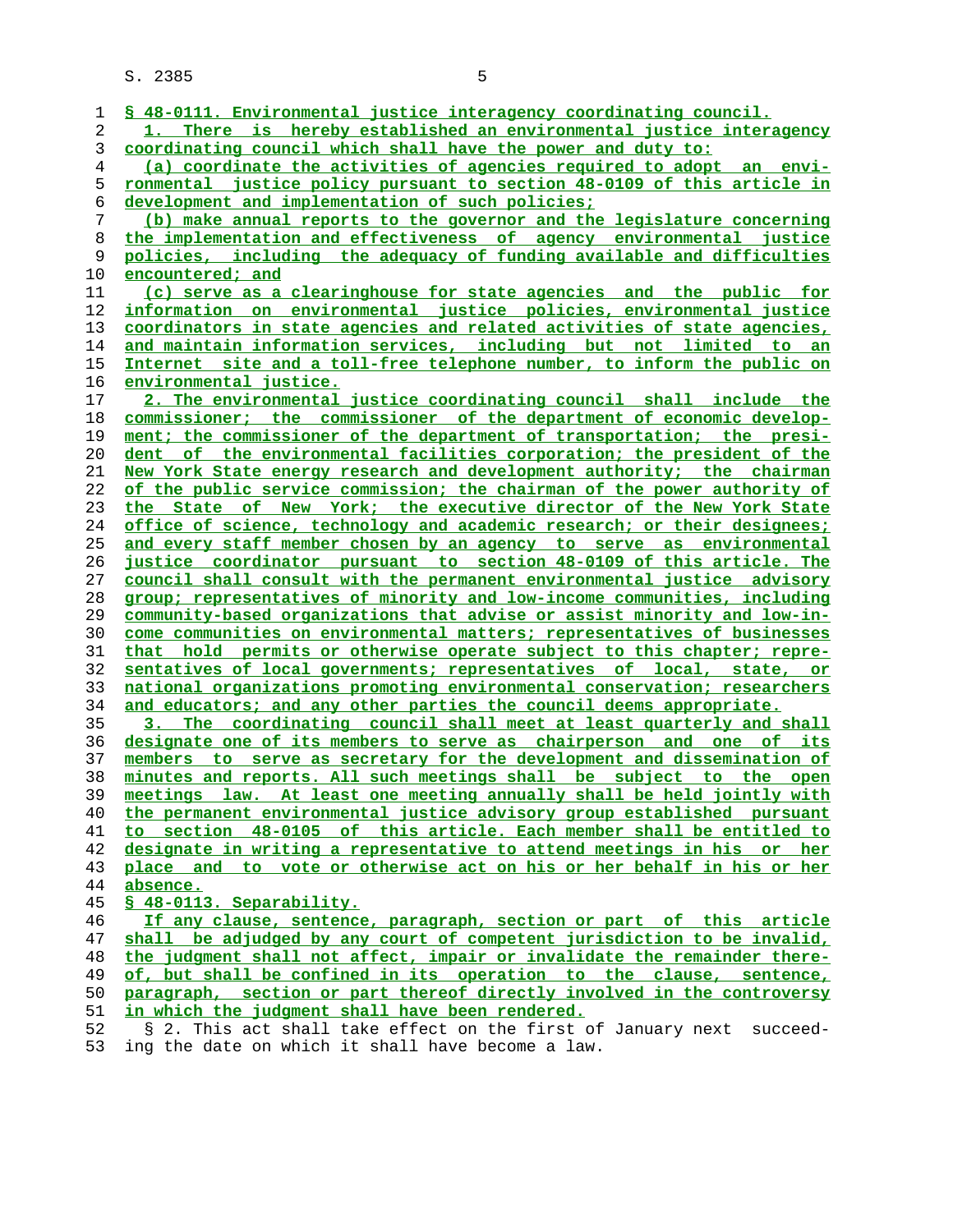§ 48-0111. Environmental justice interagency coordinating council.

1. There is hereby established an environmental justice interagency coordinating council which shall have the power and duty to:

(a) coordinate the activities of agencies required to adopt an environmental justice policy pursuant to section 48-0109 of this article in development and implementation of such policies;

(b) make annual reports to the governor and the legislature concerning the implementation and effectiveness of agency environmental justice policies, including the adequacy of funding available and difficulties encountered; and

(c) serve as a clearinghouse for state agencies and the public for information on environmental justice policies, environmental justice coordinators in state agencies and related activities of state agencies, and maintain information services, including but not limited to an Internet site and a toll-free telephone number, to inform the public on environmental justice.

2. The environmental justice coordinating council shall include the commissioner; the commissioner of the department of economic development; the commissioner of the department of transportation; the president of the environmental facilities corporation; the president of the New York State energy research and development authority; the chairman of the public service commission; the chairman of the power authority of the State of New York; the executive director of the New York State office of science, technology and academic research; or their designees; and every staff member chosen by an agency to serve as environmental justice coordinator pursuant to section 48-0109 of this article. The council shall consult with the permanent environmental justice advisory group; representatives of minority and low-income communities, including community-based organizations that advise or assist minority and low-income communities on environmental matters; representatives of businesses that hold permits or otherwise operate subject to this chapter; representatives of local governments; representatives of local, state, or national organizations promoting environmental conservation; researchers and educators; and any other parties the council deems appropriate.

3. The coordinating council shall meet at least quarterly and shall designate one of its members to serve as chairperson and one of its members to serve as secretary for the development and dissemination of minutes and reports. All such meetings shall be subject to the open meetings law. At least one meeting annually shall be held jointly with the permanent environmental justice advisory group established pursuant to section 48-0105 of this article. Each member shall be entitled to designate in writing a representative to attend meetings in his or her place and to vote or otherwise act on his or her behalf in his or her absence.

§ 48-0113. Separability.

If any clause, sentence, paragraph, section or part of this article shall be adjudged by any court of competent jurisdiction to be invalid, the judgment shall not affect, impair or invalidate the remainder thereof, but shall be confined in its operation to the clause, sentence, paragraph, section or part thereof directly involved in the controversy in which the judgment shall have been rendered.

§ 2. This act shall take effect on the first of January next succeeding the date on which it shall have become a law.